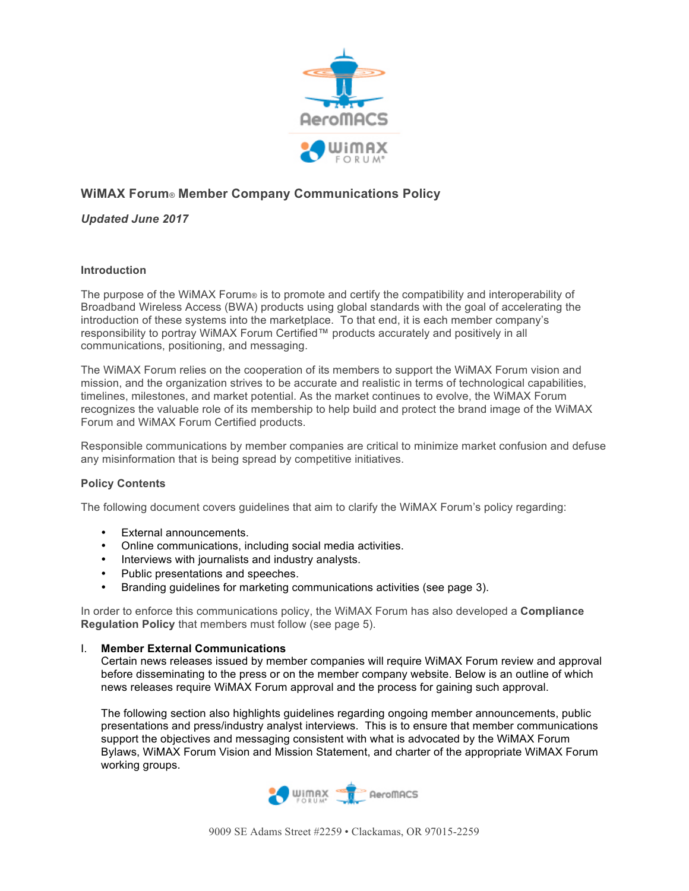# WiMAX Forum® Member Company Communications Policy

***Updated June 2017***

## Introduction

The purpose of the WiMAX Forum® is to promote and certify the compatibility and interoperability of Broadband Wireless Access (BWA) products using global standards with the goal of accelerating the introduction of these systems into the marketplace. To that end, it is each member company's responsibility to portray WiMAX Forum Certified™ products accurately and positively in all communications, positioning, and messaging.

The WiMAX Forum relies on the cooperation of its members to support the WiMAX Forum vision and mission, and the organization strives to be accurate and realistic in terms of technological capabilities, timelines, milestones, and market potential. As the market continues to evolve, the WiMAX Forum recognizes the valuable role of its membership to help build and protect the brand image of the WiMAX Forum and WiMAX Forum Certified products.

Responsible communications by member companies are critical to minimize market confusion and defuse any misinformation that is being spread by competitive initiatives.

## Policy Contents

The following document covers guidelines that aim to clarify the WiMAX Forum's policy regarding:

- External announcements.
- Online communications, including social media activities.
- Interviews with journalists and industry analysts.
- Public presentations and speeches.
- Branding guidelines for marketing communications activities (see page 3).

In order to enforce this communications policy, the WiMAX Forum has also developed a **Compliance Regulation Policy** that members must follow (see page 5).

I. **Member External Communications**

Certain news releases issued by member companies will require WiMAX Forum review and approval before disseminating to the press or on the member company website. Below is an outline of which news releases require WiMAX Forum approval and the process for gaining such approval.

The following section also highlights guidelines regarding ongoing member announcements, public presentations and press/industry analyst interviews. This is to ensure that member communications support the objectives and messaging consistent with what is advocated by the WiMAX Forum Bylaws, WiMAX Forum Vision and Mission Statement, and charter of the appropriate WiMAX Forum working groups.

9009 SE Adams Street #2259 • Clackamas, OR 97015-2259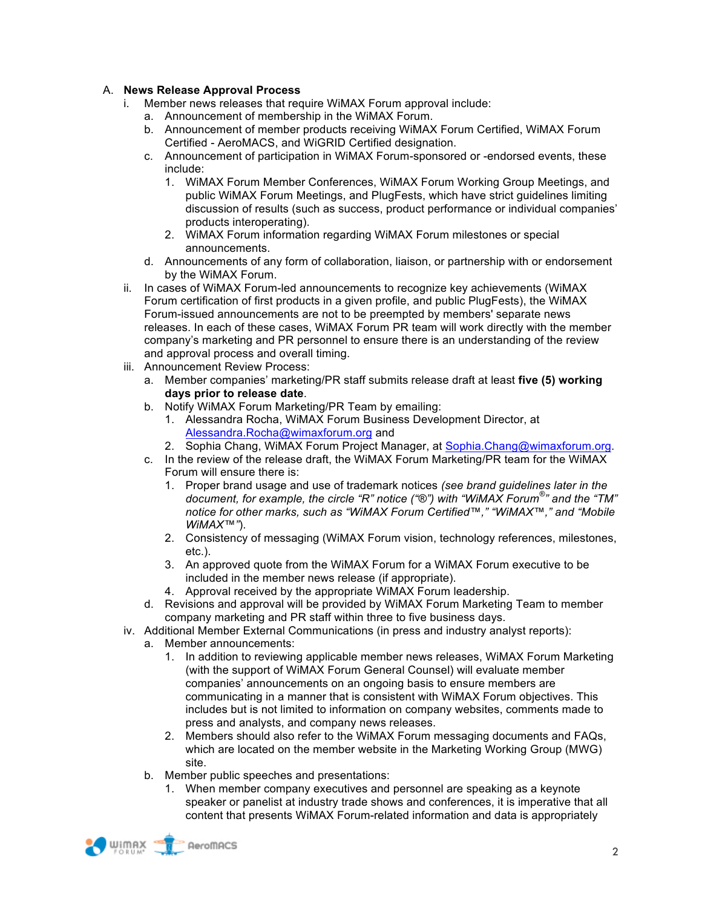A. **News Release Approval Process**

i. Member news releases that require WiMAX Forum approval include:

   a. Announcement of membership in the WiMAX Forum.

   b. Announcement of member products receiving WiMAX Forum Certified, WiMAX Forum Certified - AeroMACS, and WiGRID Certified designation.

   c. Announcement of participation in WiMAX Forum-sponsored or -endorsed events, these include:

      1. WiMAX Forum Member Conferences, WiMAX Forum Working Group Meetings, and public WiMAX Forum Meetings, and PlugFests, which have strict guidelines limiting discussion of results (such as success, product performance or individual companies' products interoperating).

      2. WiMAX Forum information regarding WiMAX Forum milestones or special announcements.

   d. Announcements of any form of collaboration, liaison, or partnership with or endorsement by the WiMAX Forum.

ii. In cases of WiMAX Forum-led announcements to recognize key achievements (WiMAX Forum certification of first products in a given profile, and public PlugFests), the WiMAX Forum-issued announcements are not to be preempted by members' separate news releases. In each of these cases, WiMAX Forum PR team will work directly with the member company's marketing and PR personnel to ensure there is an understanding of the review and approval process and overall timing.

iii. Announcement Review Process:

   a. Member companies' marketing/PR staff submits release draft at least **five (5) working days prior to release date**.

   b. Notify WiMAX Forum Marketing/PR Team by emailing:

      1. Alessandra Rocha, WiMAX Forum Business Development Director, at Alessandra.Rocha@wimaxforum.org and

      2. Sophia Chang, WiMAX Forum Project Manager, at Sophia.Chang@wimaxforum.org.

   c. In the review of the release draft, the WiMAX Forum Marketing/PR team for the WiMAX Forum will ensure there is:

      1. Proper brand usage and use of trademark notices *(see brand guidelines later in the document, for example, the circle "R" notice ("®") with "WiMAX Forum®" and the "TM" notice for other marks, such as "WiMAX Forum Certified™," "WiMAX™," and "Mobile WiMAX™")*.

      2. Consistency of messaging (WiMAX Forum vision, technology references, milestones, etc.).

      3. An approved quote from the WiMAX Forum for a WiMAX Forum executive to be included in the member news release (if appropriate).

      4. Approval received by the appropriate WiMAX Forum leadership.

   d. Revisions and approval will be provided by WiMAX Forum Marketing Team to member company marketing and PR staff within three to five business days.

iv. Additional Member External Communications (in press and industry analyst reports):

   a. Member announcements:

      1. In addition to reviewing applicable member news releases, WiMAX Forum Marketing (with the support of WiMAX Forum General Counsel) will evaluate member companies' announcements on an ongoing basis to ensure members are communicating in a manner that is consistent with WiMAX Forum objectives. This includes but is not limited to information on company websites, comments made to press and analysts, and company news releases.

      2. Members should also refer to the WiMAX Forum messaging documents and FAQs, which are located on the member website in the Marketing Working Group (MWG) site.

   b. Member public speeches and presentations:

      1. When member company executives and personnel are speaking as a keynote speaker or panelist at industry trade shows and conferences, it is imperative that all content that presents WiMAX Forum-related information and data is appropriately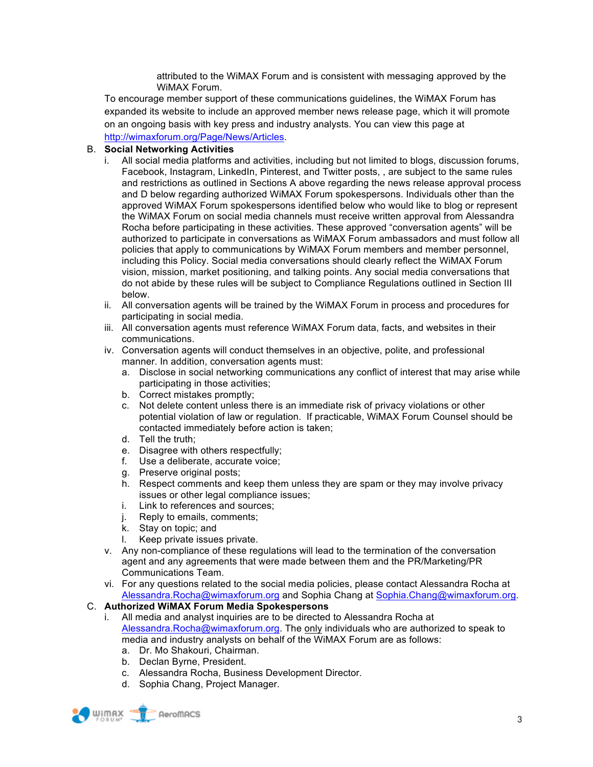attributed to the WiMAX Forum and is consistent with messaging approved by the WiMAX Forum.

To encourage member support of these communications guidelines, the WiMAX Forum has expanded its website to include an approved member news release page, which it will promote on an ongoing basis with key press and industry analysts. You can view this page at http://wimaxforum.org/Page/News/Articles.

B. **Social Networking Activities**

   i. All social media platforms and activities, including but not limited to blogs, discussion forums, Facebook, Instagram, LinkedIn, Pinterest, and Twitter posts, , are subject to the same rules and restrictions as outlined in Sections A above regarding the news release approval process and D below regarding authorized WiMAX Forum spokespersons. Individuals other than the approved WiMAX Forum spokespersons identified below who would like to blog or represent the WiMAX Forum on social media channels must receive written approval from Alessandra Rocha before participating in these activities. These approved "conversation agents" will be authorized to participate in conversations as WiMAX Forum ambassadors and must follow all policies that apply to communications by WiMAX Forum members and member personnel, including this Policy. Social media conversations should clearly reflect the WiMAX Forum vision, mission, market positioning, and talking points. Any social media conversations that do not abide by these rules will be subject to Compliance Regulations outlined in Section III below.

   ii. All conversation agents will be trained by the WiMAX Forum in process and procedures for participating in social media.

   iii. All conversation agents must reference WiMAX Forum data, facts, and websites in their communications.

   iv. Conversation agents will conduct themselves in an objective, polite, and professional manner. In addition, conversation agents must:

      a. Disclose in social networking communications any conflict of interest that may arise while participating in those activities;
      b. Correct mistakes promptly;
      c. Not delete content unless there is an immediate risk of privacy violations or other potential violation of law or regulation. If practicable, WiMAX Forum Counsel should be contacted immediately before action is taken;
      d. Tell the truth;
      e. Disagree with others respectfully;
      f. Use a deliberate, accurate voice;
      g. Preserve original posts;
      h. Respect comments and keep them unless they are spam or they may involve privacy issues or other legal compliance issues;
      i. Link to references and sources;
      j. Reply to emails, comments;
      k. Stay on topic; and
      l. Keep private issues private.

   v. Any non-compliance of these regulations will lead to the termination of the conversation agent and any agreements that were made between them and the PR/Marketing/PR Communications Team.

   vi. For any questions related to the social media policies, please contact Alessandra Rocha at Alessandra.Rocha@wimaxforum.org and Sophia Chang at Sophia.Chang@wimaxforum.org.

C. **Authorized WiMAX Forum Media Spokespersons**

   i. All media and analyst inquiries are to be directed to Alessandra Rocha at Alessandra.Rocha@wimaxforum.org. The only individuals who are authorized to speak to media and industry analysts on behalf of the WiMAX Forum are as follows:

      a. Dr. Mo Shakouri, Chairman.
      b. Declan Byrne, President.
      c. Alessandra Rocha, Business Development Director.
      d. Sophia Chang, Project Manager.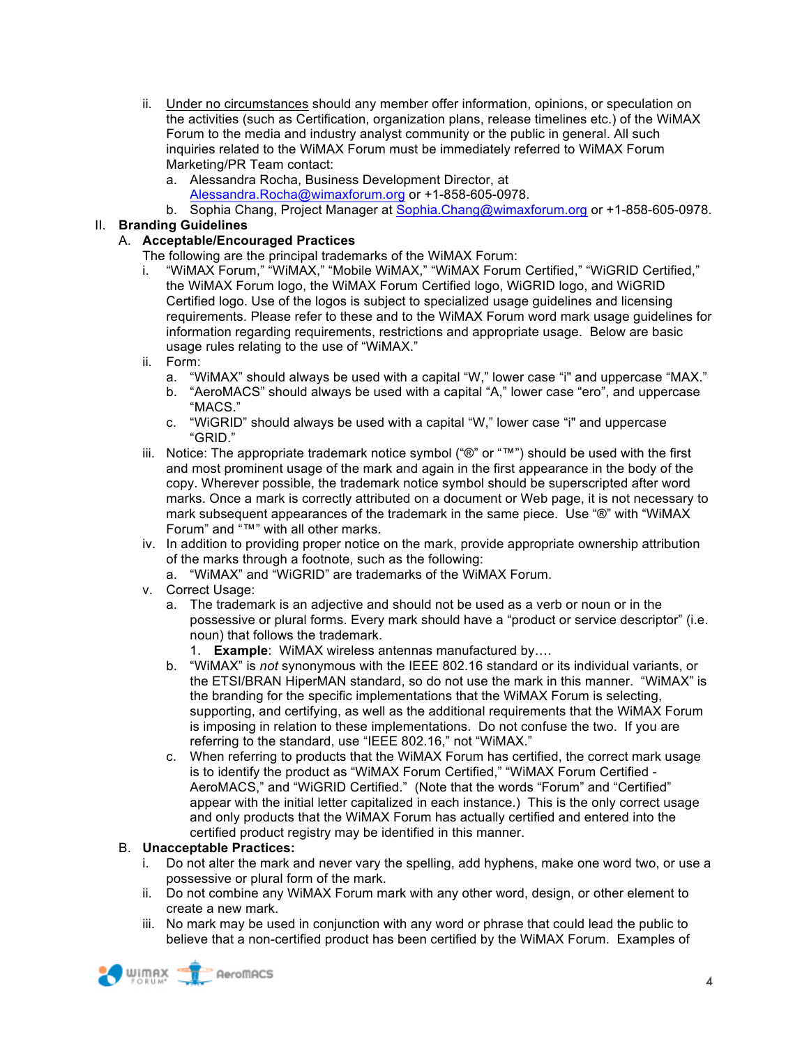ii. <u>Under no circumstances</u> should any member offer information, opinions, or speculation on the activities (such as Certification, organization plans, release timelines etc.) of the WiMAX Forum to the media and industry analyst community or the public in general. All such inquiries related to the WiMAX Forum must be immediately referred to WiMAX Forum Marketing/PR Team contact:

   a. Alessandra Rocha, Business Development Director, at Alessandra.Rocha@wimaxforum.org or +1-858-605-0978.
   b. Sophia Chang, Project Manager at Sophia.Chang@wimaxforum.org or +1-858-605-0978.

## II. Branding Guidelines

### A. Acceptable/Encouraged Practices

The following are the principal trademarks of the WiMAX Forum:

i. "WiMAX Forum," "WiMAX," "Mobile WiMAX," "WiMAX Forum Certified," "WiGRID Certified," the WiMAX Forum logo, the WiMAX Forum Certified logo, WiGRID logo, and WiGRID Certified logo. Use of the logos is subject to specialized usage guidelines and licensing requirements. Please refer to these and to the WiMAX Forum word mark usage guidelines for information regarding requirements, restrictions and appropriate usage. Below are basic usage rules relating to the use of "WiMAX."

ii. Form:

   a. "WiMAX" should always be used with a capital "W," lower case "i" and uppercase "MAX."
   b. "AeroMACS" should always be used with a capital "A," lower case "ero", and uppercase "MACS."
   c. "WiGRID" should always be used with a capital "W," lower case "i" and uppercase "GRID."

iii. Notice: The appropriate trademark notice symbol ("®" or "™") should be used with the first and most prominent usage of the mark and again in the first appearance in the body of the copy. Wherever possible, the trademark notice symbol should be superscripted after word marks. Once a mark is correctly attributed on a document or Web page, it is not necessary to mark subsequent appearances of the trademark in the same piece. Use "®" with "WiMAX Forum" and "™" with all other marks.

iv. In addition to providing proper notice on the mark, provide appropriate ownership attribution of the marks through a footnote, such as the following:

   a. "WiMAX" and "WiGRID" are trademarks of the WiMAX Forum.

v. Correct Usage:

   a. The trademark is an adjective and should not be used as a verb or noun or in the possessive or plural forms. Every mark should have a "product or service descriptor" (i.e. noun) that follows the trademark.
      1. **Example**: WiMAX wireless antennas manufactured by….
   b. "WiMAX" is *not* synonymous with the IEEE 802.16 standard or its individual variants, or the ETSI/BRAN HiperMAN standard, so do not use the mark in this manner. "WiMAX" is the branding for the specific implementations that the WiMAX Forum is selecting, supporting, and certifying, as well as the additional requirements that the WiMAX Forum is imposing in relation to these implementations. Do not confuse the two. If you are referring to the standard, use "IEEE 802.16," not "WiMAX."
   c. When referring to products that the WiMAX Forum has certified, the correct mark usage is to identify the product as "WiMAX Forum Certified," "WiMAX Forum Certified - AeroMACS," and "WiGRID Certified." (Note that the words "Forum" and "Certified" appear with the initial letter capitalized in each instance.) This is the only correct usage and only products that the WiMAX Forum has actually certified and entered into the certified product registry may be identified in this manner.

### B. Unacceptable Practices:

i. Do not alter the mark and never vary the spelling, add hyphens, make one word two, or use a possessive or plural form of the mark.

ii. Do not combine any WiMAX Forum mark with any other word, design, or other element to create a new mark.

iii. No mark may be used in conjunction with any word or phrase that could lead the public to believe that a non-certified product has been certified by the WiMAX Forum. Examples of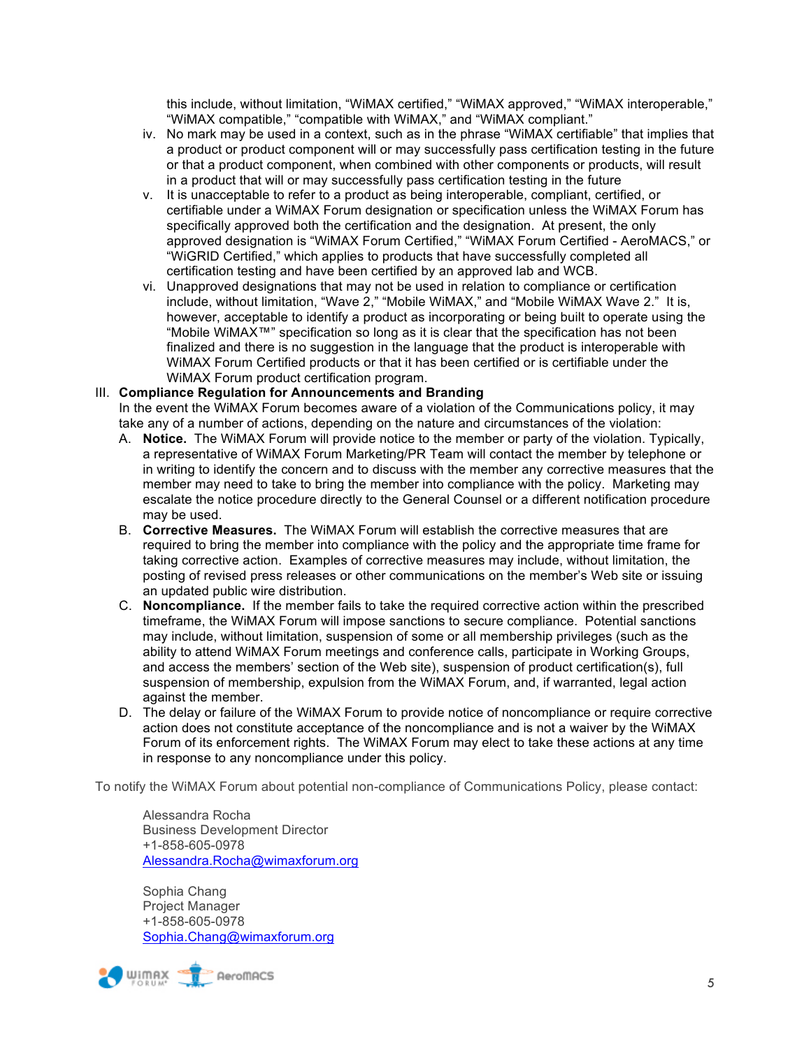this include, without limitation, "WiMAX certified," "WiMAX approved," "WiMAX interoperable," "WiMAX compatible," "compatible with WiMAX," and "WiMAX compliant."

iv. No mark may be used in a context, such as in the phrase "WiMAX certifiable" that implies that a product or product component will or may successfully pass certification testing in the future or that a product component, when combined with other components or products, will result in a product that will or may successfully pass certification testing in the future

v. It is unacceptable to refer to a product as being interoperable, compliant, certified, or certifiable under a WiMAX Forum designation or specification unless the WiMAX Forum has specifically approved both the certification and the designation. At present, the only approved designation is "WiMAX Forum Certified," "WiMAX Forum Certified - AeroMACS," or "WiGRID Certified," which applies to products that have successfully completed all certification testing and have been certified by an approved lab and WCB.

vi. Unapproved designations that may not be used in relation to compliance or certification include, without limitation, "Wave 2," "Mobile WiMAX," and "Mobile WiMAX Wave 2." It is, however, acceptable to identify a product as incorporating or being built to operate using the "Mobile WiMAX™" specification so long as it is clear that the specification has not been finalized and there is no suggestion in the language that the product is interoperable with WiMAX Forum Certified products or that it has been certified or is certifiable under the WiMAX Forum product certification program.

## III. Compliance Regulation for Announcements and Branding

In the event the WiMAX Forum becomes aware of a violation of the Communications policy, it may take any of a number of actions, depending on the nature and circumstances of the violation:

A. **Notice.** The WiMAX Forum will provide notice to the member or party of the violation. Typically, a representative of WiMAX Forum Marketing/PR Team will contact the member by telephone or in writing to identify the concern and to discuss with the member any corrective measures that the member may need to take to bring the member into compliance with the policy. Marketing may escalate the notice procedure directly to the General Counsel or a different notification procedure may be used.

B. **Corrective Measures.** The WiMAX Forum will establish the corrective measures that are required to bring the member into compliance with the policy and the appropriate time frame for taking corrective action. Examples of corrective measures may include, without limitation, the posting of revised press releases or other communications on the member's Web site or issuing an updated public wire distribution.

C. **Noncompliance.** If the member fails to take the required corrective action within the prescribed timeframe, the WiMAX Forum will impose sanctions to secure compliance. Potential sanctions may include, without limitation, suspension of some or all membership privileges (such as the ability to attend WiMAX Forum meetings and conference calls, participate in Working Groups, and access the members' section of the Web site), suspension of product certification(s), full suspension of membership, expulsion from the WiMAX Forum, and, if warranted, legal action against the member.

D. The delay or failure of the WiMAX Forum to provide notice of noncompliance or require corrective action does not constitute acceptance of the noncompliance and is not a waiver by the WiMAX Forum of its enforcement rights. The WiMAX Forum may elect to take these actions at any time in response to any noncompliance under this policy.

To notify the WiMAX Forum about potential non-compliance of Communications Policy, please contact:

Alessandra Rocha
Business Development Director
+1-858-605-0978
Alessandra.Rocha@wimaxforum.org

Sophia Chang
Project Manager
+1-858-605-0978
Sophia.Chang@wimaxforum.org